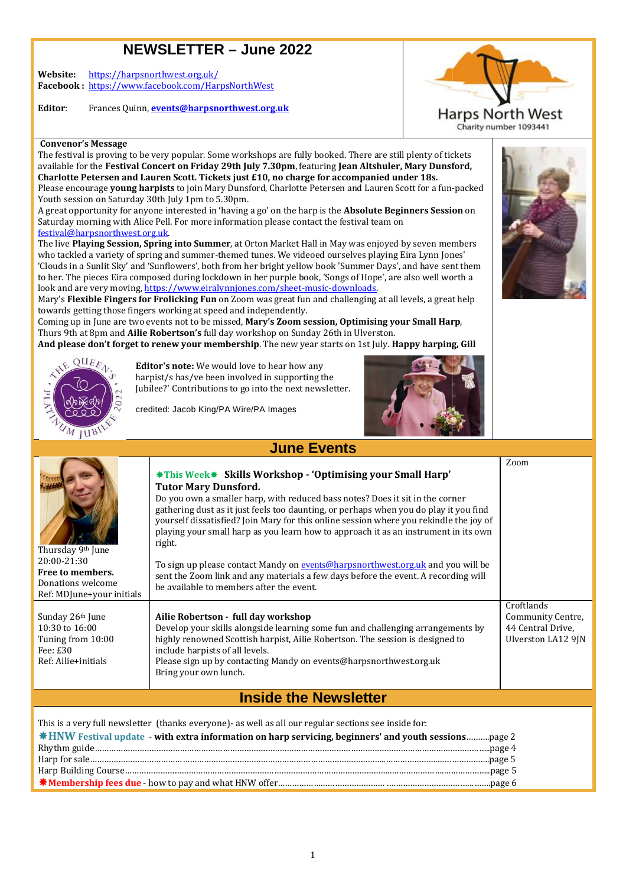# NEWSLETTER – June 2022

**Website:** https://harpsnorthwest.org.uk/
**Facebook :** https://www.facebook.com/HarpsNorthWest

**Editor**: Frances Quinn, **events@harpsnorthwest.org.uk**

Harps North West
Charity number 1093441

### Convenor's Message

The festival is proving to be very popular. Some workshops are fully booked. There are still plenty of tickets available for the **Festival Concert on Friday 29th July 7.30pm**, featuring **Jean Altshuler, Mary Dunsford, Charlotte Petersen and Lauren Scott. Tickets just £10, no charge for accompanied under 18s.**

Please encourage **young harpists** to join Mary Dunsford, Charlotte Petersen and Lauren Scott for a fun-packed Youth session on Saturday 30th July 1pm to 5.30pm.

A great opportunity for anyone interested in 'having a go' on the harp is the **Absolute Beginners Session** on Saturday morning with Alice Pell. For more information please contact the festival team on festival@harpsnorthwest.org.uk.

The live **Playing Session, Spring into Summer**, at Orton Market Hall in May was enjoyed by seven members who tackled a variety of spring and summer-themed tunes. We videoed ourselves playing Eira Lynn Jones' 'Clouds in a Sunlit Sky' and 'Sunflowers', both from her bright yellow book 'Summer Days', and have sent them to her. The pieces Eira composed during lockdown in her purple book, 'Songs of Hope', are also well worth a look and are very moving, https://www.eiralynnjones.com/sheet-music-downloads.

Mary's **Flexible Fingers for Frolicking Fun** on Zoom was great fun and challenging at all levels, a great help towards getting those fingers working at speed and independently.

Coming up in June are two events not to be missed, **Mary's Zoom session, Optimising your Small Harp**, Thurs 9th at 8pm and **Ailie Robertson's** full day workshop on Sunday 26th in Ulverston.

**And please don't forget to renew your membership**. The new year starts on 1st July. **Happy harping, Gill**

**Editor's note:** We would love to hear how any harpist/s has/ve been involved in supporting the Jubilee?' Contributions to go into the next newsletter.

credited: Jacob King/PA Wire/PA Images

## June Events

| Date / Details | Event | Venue |
|---|---|---|
| Thursday 9th June<br>20:00-21:30<br>**Free to members.**<br>Donations welcome<br>Ref: MDJune+your initials | ✸This Week✸ **Skills Workshop - 'Optimising your Small Harp'**<br>**Tutor Mary Dunsford.**<br>Do you own a smaller harp, with reduced bass notes? Does it sit in the corner gathering dust as it just feels too daunting, or perhaps when you do play it you find yourself dissatisfied? Join Mary for this online session where you rekindle the joy of playing your small harp as you learn how to approach it as an instrument in its own right.<br><br>To sign up please contact Mandy on events@harpsnorthwest.org.uk and you will be sent the Zoom link and any materials a few days before the event. A recording will be available to members after the event. | Zoom |
| Sunday 26th June<br>10:30 to 16:00<br>Tuning from 10:00<br>Fee: £30<br>Ref: Ailie+initials | **Ailie Robertson - full day workshop**<br>Develop your skills alongside learning some fun and challenging arrangements by highly renowned Scottish harpist, Ailie Robertson. The session is designed to include harpists of all levels.<br>Please sign up by contacting Mandy on events@harpsnorthwest.org.uk<br>Bring your own lunch. | Croftlands Community Centre, 44 Central Drive, Ulverston LA12 9JN |

## Inside the Newsletter

This is a very full newsletter (thanks everyone)- as well as all our regular sections see inside for:

- ✸**HNW Festival update** - **with extra information on harp servicing, beginners' and youth sessions**..........page 2
- Rhythm guide..........page 4
- Harp for sale..........page 5
- Harp Building Course..........page 5
- ✸**Membership fees due** - how to pay and what HNW offer..........page 6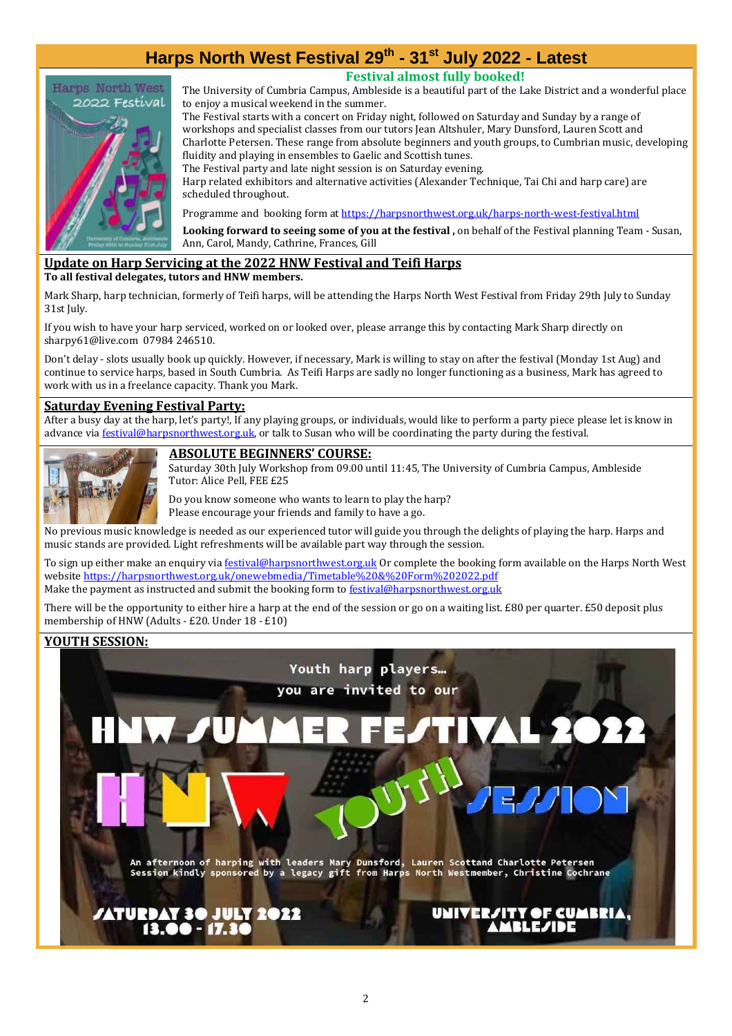# Harps North West Festival 29th - 31st July 2022 - Latest

## Festival almost fully booked!

The University of Cumbria Campus, Ambleside is a beautiful part of the Lake District and a wonderful place to enjoy a musical weekend in the summer.

The Festival starts with a concert on Friday night, followed on Saturday and Sunday by a range of workshops and specialist classes from our tutors Jean Altshuler, Mary Dunsford, Lauren Scott and Charlotte Petersen. These range from absolute beginners and youth groups, to Cumbrian music, developing fluidity and playing in ensembles to Gaelic and Scottish tunes.

The Festival party and late night session is on Saturday evening.

Harp related exhibitors and alternative activities (Alexander Technique, Tai Chi and harp care) are scheduled throughout.

Programme and booking form at https://harpsnorthwest.org.uk/harps-north-west-festival.html

**Looking forward to seeing some of you at the festival ,** on behalf of the Festival planning Team - Susan, Ann, Carol, Mandy, Cathrine, Frances, Gill

## Update on Harp Servicing at the 2022 HNW Festival and Teifi Harps

**To all festival delegates, tutors and HNW members.**

Mark Sharp, harp technician, formerly of Teifi harps, will be attending the Harps North West Festival from Friday 29th July to Sunday 31st July.

If you wish to have your harp serviced, worked on or looked over, please arrange this by contacting Mark Sharp directly on sharpy61@live.com 07984 246510.

Don't delay - slots usually book up quickly. However, if necessary, Mark is willing to stay on after the festival (Monday 1st Aug) and continue to service harps, based in South Cumbria. As Teifi Harps are sadly no longer functioning as a business, Mark has agreed to work with us in a freelance capacity. Thank you Mark.

## Saturday Evening Festival Party:

After a busy day at the harp, let's party!, If any playing groups, or individuals, would like to perform a party piece please let is know in advance via festival@harpsnorthwest.org.uk, or talk to Susan who will be coordinating the party during the festival.

## ABSOLUTE BEGINNERS' COURSE:

Saturday 30th July Workshop from 09.00 until 11:45, The University of Cumbria Campus, Ambleside
Tutor: Alice Pell, FEE £25

Do you know someone who wants to learn to play the harp?
Please encourage your friends and family to have a go.

No previous music knowledge is needed as our experienced tutor will guide you through the delights of playing the harp. Harps and music stands are provided. Light refreshments will be available part way through the session.

To sign up either make an enquiry via festival@harpsnorthwest.org.uk Or complete the booking form available on the Harps North West website https://harpsnorthwest.org.uk/onewebmedia/Timetable%20&%20Form%202022.pdf
Make the payment as instructed and submit the booking form to festival@harpsnorthwest.org.uk

There will be the opportunity to either hire a harp at the end of the session or go on a waiting list. £80 per quarter. £50 deposit plus membership of HNW (Adults - £20. Under 18 - £10)

## YOUTH SESSION:

Youth harp players... you are invited to our

HNW SUMMER FESTIVAL 2022

HNW YOUTH SESSION

An afternoon of harping with leaders Mary Dunsford, Lauren Scottand Charlotte Petersen
Session kindly sponsored by a legacy gift from Harps North Westmember, Christine Cochrane

SATURDAY 30 JULY 2022
13.00 - 17.30

UNIVERSITY OF CUMBRIA, AMBLESIDE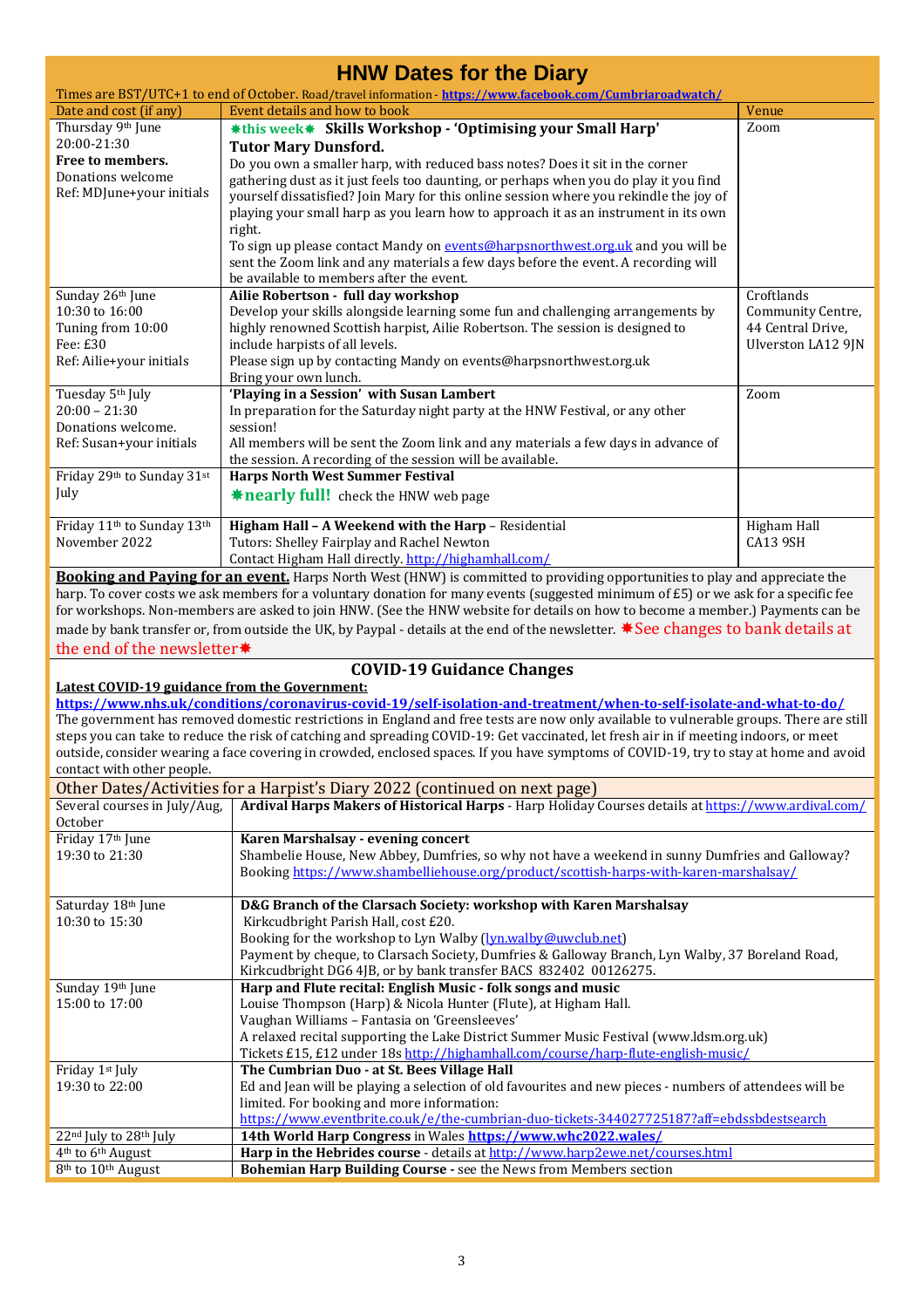# HNW Dates for the Diary

Times are BST/UTC+1 to end of October. Road/travel information - **https://www.facebook.com/Cumbriaroadwatch/**

| Date and cost (if any) | Event details and how to book | Venue |
|---|---|---|
| Thursday 9th June<br>20:00-21:30<br>**Free to members.**<br>Donations welcome<br>Ref: MDJune+your initials | ✸this week✸ **Skills Workshop - 'Optimising your Small Harp'**<br>**Tutor Mary Dunsford.**<br>Do you own a smaller harp, with reduced bass notes? Does it sit in the corner gathering dust as it just feels too daunting, or perhaps when you do play it you find yourself dissatisfied? Join Mary for this online session where you rekindle the joy of playing your small harp as you learn how to approach it as an instrument in its own right.<br>To sign up please contact Mandy on events@harpsnorthwest.org.uk and you will be sent the Zoom link and any materials a few days before the event. A recording will be available to members after the event. | Zoom |
| Sunday 26th June<br>10:30 to 16:00<br>Tuning from 10:00<br>Fee: £30<br>Ref: Ailie+your initials | **Ailie Robertson - full day workshop**<br>Develop your skills alongside learning some fun and challenging arrangements by highly renowned Scottish harpist, Ailie Robertson. The session is designed to include harpists of all levels.<br>Please sign up by contacting Mandy on events@harpsnorthwest.org.uk<br>Bring your own lunch. | Croftlands Community Centre, 44 Central Drive, Ulverston LA12 9JN |
| Tuesday 5th July<br>20:00 – 21:30<br>Donations welcome.<br>Ref: Susan+your initials | **'Playing in a Session' with Susan Lambert**<br>In preparation for the Saturday night party at the HNW Festival, or any other session!<br>All members will be sent the Zoom link and any materials a few days in advance of the session. A recording of the session will be available. | Zoom |
| Friday 29th to Sunday 31st July | **Harps North West Summer Festival**<br>✸**nearly full!** check the HNW web page | |
| Friday 11th to Sunday 13th November 2022 | **Higham Hall – A Weekend with the Harp** – Residential<br>Tutors: Shelley Fairplay and Rachel Newton<br>Contact Higham Hall directly. http://highamhall.com/ | Higham Hall CA13 9SH |

**Booking and Paying for an event.** Harps North West (HNW) is committed to providing opportunities to play and appreciate the harp. To cover costs we ask members for a voluntary donation for many events (suggested minimum of £5) or we ask for a specific fee for workshops. Non-members are asked to join HNW. (See the HNW website for details on how to become a member.) Payments can be made by bank transfer or, from outside the UK, by Paypal - details at the end of the newsletter. ✸See changes to bank details at the end of the newsletter✸

## COVID-19 Guidance Changes

**Latest COVID-19 guidance from the Government:**
**https://www.nhs.uk/conditions/coronavirus-covid-19/self-isolation-and-treatment/when-to-self-isolate-and-what-to-do/**
The government has removed domestic restrictions in England and free tests are now only available to vulnerable groups. There are still steps you can take to reduce the risk of catching and spreading COVID-19: Get vaccinated, let fresh air in if meeting indoors, or meet outside, consider wearing a face covering in crowded, enclosed spaces. If you have symptoms of COVID-19, try to stay at home and avoid contact with other people.

## Other Dates/Activities for a Harpist's Diary 2022 (continued on next page)

| Date | Event |
|---|---|
| Several courses in July/Aug, October | **Ardival Harps Makers of Historical Harps** - Harp Holiday Courses details at https://www.ardival.com/ |
| Friday 17th June<br>19:30 to 21:30 | **Karen Marshalsay - evening concert**<br>Shambelie House, New Abbey, Dumfries, so why not have a weekend in sunny Dumfries and Galloway?<br>Booking https://www.shambelliehouse.org/product/scottish-harps-with-karen-marshalsay/ |
| Saturday 18th June<br>10:30 to 15:30 | **D&G Branch of the Clarsach Society: workshop with Karen Marshalsay**<br>Kirkcudbright Parish Hall, cost £20.<br>Booking for the workshop to Lyn Walby (lyn.walby@uwclub.net)<br>Payment by cheque, to Clarsach Society, Dumfries & Galloway Branch, Lyn Walby, 37 Boreland Road, Kirkcudbright DG6 4JB, or by bank transfer BACS 832402 00126275. |
| Sunday 19th June<br>15:00 to 17:00 | **Harp and Flute recital: English Music - folk songs and music**<br>Louise Thompson (Harp) & Nicola Hunter (Flute), at Higham Hall.<br>Vaughan Williams – Fantasia on 'Greensleeves'<br>A relaxed recital supporting the Lake District Summer Music Festival (www.ldsm.org.uk)<br>Tickets £15, £12 under 18s http://highamhall.com/course/harp-flute-english-music/ |
| Friday 1st July<br>19:30 to 22:00 | **The Cumbrian Duo - at St. Bees Village Hall**<br>Ed and Jean will be playing a selection of old favourites and new pieces - numbers of attendees will be limited. For booking and more information:<br>https://www.eventbrite.co.uk/e/the-cumbrian-duo-tickets-344027725187?aff=ebdssbdestsearch |
| 22nd July to 28th July | **14th World Harp Congress** in Wales **https://www.whc2022.wales/** |
| 4th to 6th August | **Harp in the Hebrides course** - details at http://www.harp2ewe.net/courses.html |
| 8th to 10th August | **Bohemian Harp Building Course** - see the News from Members section |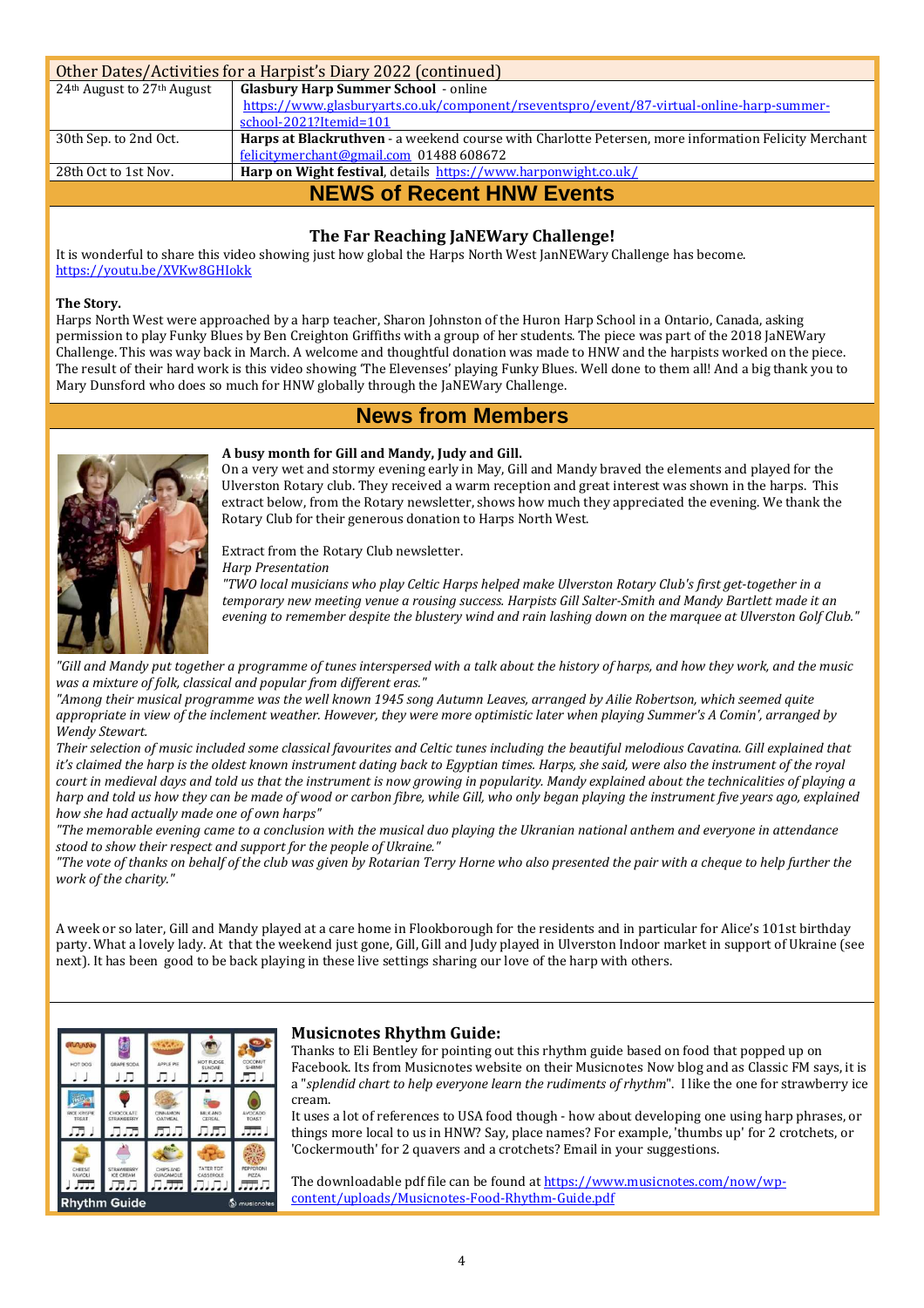| Other Dates/Activities for a Harpist's Diary 2022 (continued) | |
|---|---|
| 24th August to 27th August | **Glasbury Harp Summer School** - online https://www.glasburyarts.co.uk/component/rseventspro/event/87-virtual-online-harp-summer-school-2021?Itemid=101 |
| 30th Sep. to 2nd Oct. | **Harps at Blackruthven** - a weekend course with Charlotte Petersen, more information Felicity Merchant felicitymerchant@gmail.com 01488 608672 |
| 28th Oct to 1st Nov. | **Harp on Wight festival**, details https://www.harponwight.co.uk/ |

# NEWS of Recent HNW Events

### The Far Reaching JaNEWary Challenge!

It is wonderful to share this video showing just how global the Harps North West JanNEWary Challenge has become.
https://youtu.be/XVKw8GHIokk

**The Story.**
Harps North West were approached by a harp teacher, Sharon Johnston of the Huron Harp School in a Ontario, Canada, asking permission to play Funky Blues by Ben Creighton Griffiths with a group of her students. The piece was part of the 2018 JaNEWary Challenge. This was way back in March. A welcome and thoughtful donation was made to HNW and the harpists worked on the piece. The result of their hard work is this video showing 'The Elevenses' playing Funky Blues. Well done to them all! And a big thank you to Mary Dunsford who does so much for HNW globally through the JaNEWary Challenge.

# News from Members

**A busy month for Gill and Mandy, Judy and Gill.**
On a very wet and stormy evening early in May, Gill and Mandy braved the elements and played for the Ulverston Rotary club. They received a warm reception and great interest was shown in the harps. This extract below, from the Rotary newsletter, shows how much they appreciated the evening. We thank the Rotary Club for their generous donation to Harps North West.

Extract from the Rotary Club newsletter.
*Harp Presentation*
*"TWO local musicians who play Celtic Harps helped make Ulverston Rotary Club's first get-together in a temporary new meeting venue a rousing success. Harpists Gill Salter-Smith and Mandy Bartlett made it an evening to remember despite the blustery wind and rain lashing down on the marquee at Ulverston Golf Club."*

*"Gill and Mandy put together a programme of tunes interspersed with a talk about the history of harps, and how they work, and the music was a mixture of folk, classical and popular from different eras."*
*"Among their musical programme was the well known 1945 song Autumn Leaves, arranged by Ailie Robertson, which seemed quite appropriate in view of the inclement weather. However, they were more optimistic later when playing Summer's A Comin', arranged by Wendy Stewart.*
*Their selection of music included some classical favourites and Celtic tunes including the beautiful melodious Cavatina. Gill explained that it's claimed the harp is the oldest known instrument dating back to Egyptian times. Harps, she said, were also the instrument of the royal court in medieval days and told us that the instrument is now growing in popularity. Mandy explained about the technicalities of playing a harp and told us how they can be made of wood or carbon fibre, while Gill, who only began playing the instrument five years ago, explained how she had actually made one of own harps"*
*"The memorable evening came to a conclusion with the musical duo playing the Ukranian national anthem and everyone in attendance stood to show their respect and support for the people of Ukraine."*
*"The vote of thanks on behalf of the club was given by Rotarian Terry Horne who also presented the pair with a cheque to help further the work of the charity."*

A week or so later, Gill and Mandy played at a care home in Flookborough for the residents and in particular for Alice's 101st birthday party. What a lovely lady. At that the weekend just gone, Gill, Gill and Judy played in Ulverston Indoor market in support of Ukraine (see next). It has been good to be back playing in these live settings sharing our love of the harp with others.

### Musicnotes Rhythm Guide:

Thanks to Eli Bentley for pointing out this rhythm guide based on food that popped up on Facebook. Its from Musicnotes website on their Musicnotes Now blog and as Classic FM says, it is a "*splendid chart to help everyone learn the rudiments of rhythm*". I like the one for strawberry ice cream.
It uses a lot of references to USA food though - how about developing one using harp phrases, or things more local to us in HNW? Say, place names? For example, 'thumbs up' for 2 crotchets, or 'Cockermouth' for 2 quavers and a crotchets? Email in your suggestions.

The downloadable pdf file can be found at https://www.musicnotes.com/now/wp-content/uploads/Musicnotes-Food-Rhythm-Guide.pdf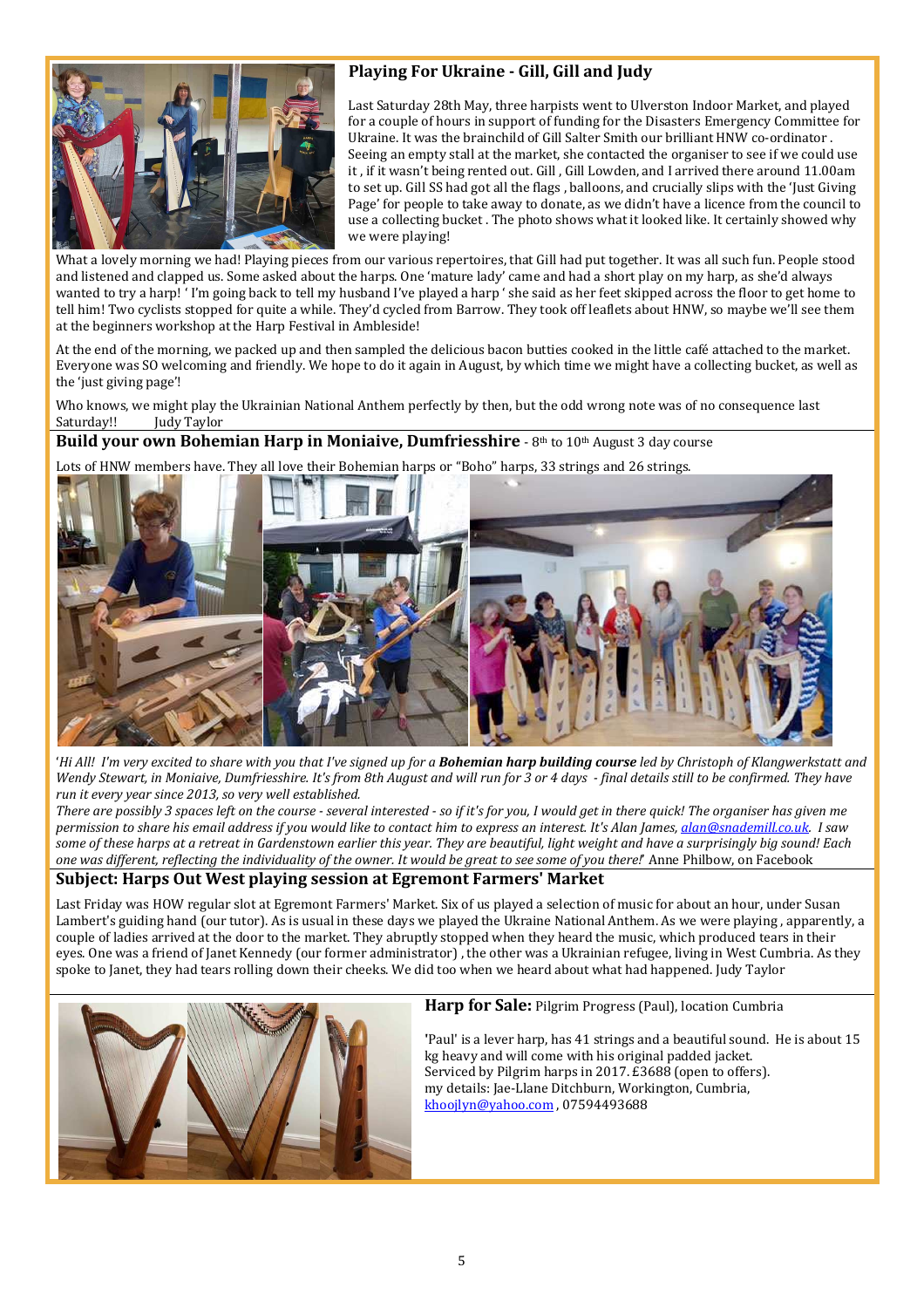## Playing For Ukraine - Gill, Gill and Judy

Last Saturday 28th May, three harpists went to Ulverston Indoor Market, and played for a couple of hours in support of funding for the Disasters Emergency Committee for Ukraine. It was the brainchild of Gill Salter Smith our brilliant HNW co-ordinator . Seeing an empty stall at the market, she contacted the organiser to see if we could use it , if it wasn't being rented out. Gill , Gill Lowden, and I arrived there around 11.00am to set up. Gill SS had got all the flags , balloons, and crucially slips with the 'Just Giving Page' for people to take away to donate, as we didn't have a licence from the council to use a collecting bucket . The photo shows what it looked like. It certainly showed why we were playing!

What a lovely morning we had! Playing pieces from our various repertoires, that Gill had put together. It was all such fun. People stood and listened and clapped us. Some asked about the harps. One 'mature lady' came and had a short play on my harp, as she'd always wanted to try a harp! ' I'm going back to tell my husband I've played a harp ' she said as her feet skipped across the floor to get home to tell him! Two cyclists stopped for quite a while. They'd cycled from Barrow. They took off leaflets about HNW, so maybe we'll see them at the beginners workshop at the Harp Festival in Ambleside!

At the end of the morning, we packed up and then sampled the delicious bacon butties cooked in the little café attached to the market. Everyone was SO welcoming and friendly. We hope to do it again in August, by which time we might have a collecting bucket, as well as the 'just giving page'!

Who knows, we might play the Ukrainian National Anthem perfectly by then, but the odd wrong note was of no consequence last Saturday!! Judy Taylor

## Build your own Bohemian Harp in Moniaive, Dumfriesshire - 8th to 10th August 3 day course

Lots of HNW members have. They all love their Bohemian harps or "Boho" harps, 33 strings and 26 strings.

*'Hi All! I'm very excited to share with you that I've signed up for a* ***Bohemian harp building course*** *led by Christoph of Klangwerkstatt and Wendy Stewart, in Moniaive, Dumfriesshire. It's from 8th August and will run for 3 or 4 days - final details still to be confirmed. They have run it every year since 2013, so very well established.*

*There are possibly 3 spaces left on the course - several interested - so if it's for you, I would get in there quick! The organiser has given me permission to share his email address if you would like to contact him to express an interest. It's Alan James, alan@snademill.co.uk. I saw some of these harps at a retreat in Gardenstown earlier this year. They are beautiful, light weight and have a surprisingly big sound! Each one was different, reflecting the individuality of the owner. It would be great to see some of you there!'* Anne Philbow, on Facebook

## Subject: Harps Out West playing session at Egremont Farmers' Market

Last Friday was HOW regular slot at Egremont Farmers' Market. Six of us played a selection of music for about an hour, under Susan Lambert's guiding hand (our tutor). As is usual in these days we played the Ukraine National Anthem. As we were playing , apparently, a couple of ladies arrived at the door to the market. They abruptly stopped when they heard the music, which produced tears in their eyes. One was a friend of Janet Kennedy (our former administrator) , the other was a Ukrainian refugee, living in West Cumbria. As they spoke to Janet, they had tears rolling down their cheeks. We did too when we heard about what had happened. Judy Taylor

## Harp for Sale: Pilgrim Progress (Paul), location Cumbria

'Paul' is a lever harp, has 41 strings and a beautiful sound. He is about 15 kg heavy and will come with his original padded jacket.
Serviced by Pilgrim harps in 2017. £3688 (open to offers).
my details: Jae-Llane Ditchburn, Workington, Cumbria,
khoojlyn@yahoo.com , 07594493688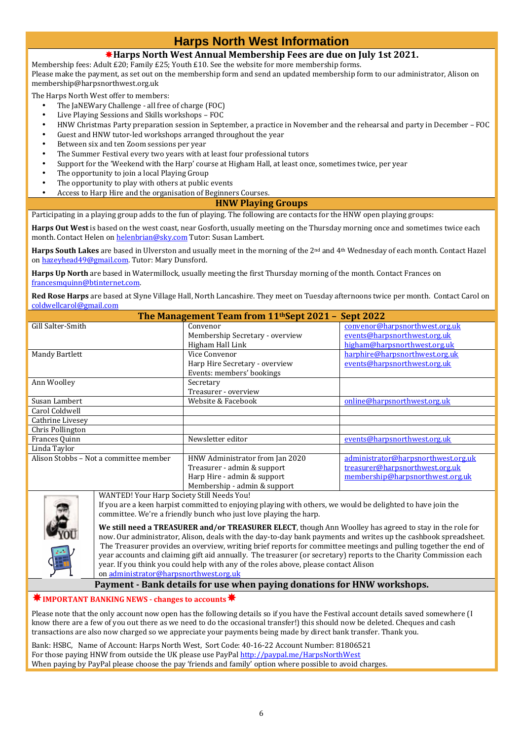# Harps North West Information

## ✸Harps North West Annual Membership Fees are due on July 1st 2021.

Membership fees: Adult £20; Family £25; Youth £10. See the website for more membership forms.

Please make the payment, as set out on the membership form and send an updated membership form to our administrator, Alison on membership@harpsnorthwest.org.uk

The Harps North West offer to members:

- The JaNEWary Challenge - all free of charge (FOC)
- Live Playing Sessions and Skills workshops – FOC
- HNW Christmas Party preparation session in September, a practice in November and the rehearsal and party in December – FOC
- Guest and HNW tutor-led workshops arranged throughout the year
- Between six and ten Zoom sessions per year
- The Summer Festival every two years with at least four professional tutors
- Support for the 'Weekend with the Harp' course at Higham Hall, at least once, sometimes twice, per year
- The opportunity to join a local Playing Group
- The opportunity to play with others at public events
- Access to Harp Hire and the organisation of Beginners Courses.

## HNW Playing Groups

Participating in a playing group adds to the fun of playing. The following are contacts for the HNW open playing groups:

**Harps Out West** is based on the west coast, near Gosforth, usually meeting on the Thursday morning once and sometimes twice each month. Contact Helen on helenbrian@sky.com Tutor: Susan Lambert.

**Harps South Lakes** are based in Ulverston and usually meet in the morning of the 2nd and 4th Wednesday of each month. Contact Hazel on hazeyhead49@gmail.com. Tutor: Mary Dunsford.

**Harps Up North** are based in Watermillock, usually meeting the first Thursday morning of the month. Contact Frances on francesmquinn@btinternet.com.

**Red Rose Harps** are based at Slyne Village Hall, North Lancashire. They meet on Tuesday afternoons twice per month. Contact Carol on coldwellcarol@gmail.com

## The Management Team from 11th Sept 2021 – Sept 2022

| | | |
|---|---|---|
| Gill Salter-Smith | Convenor<br>Membership Secretary - overview<br>Higham Hall Link | convenor@harpsnorthwest.org.uk<br>events@harpsnorthwest.org.uk<br>higham@harpsnorthwest.org.uk |
| Mandy Bartlett | Vice Convenor<br>Harp Hire Secretary - overview<br>Events: members' bookings | harphire@harpsnorthwest.org.uk<br>events@harpsnorthwest.org.uk |
| Ann Woolley | Secretary<br>Treasurer - overview | |
| Susan Lambert | Website & Facebook | online@harpsnorthwest.org.uk |
| Carol Coldwell | | |
| Cathrine Livesey | | |
| Chris Pollington | | |
| Frances Quinn | Newsletter editor | events@harpsnorthwest.org.uk |
| Linda Taylor | | |
| Alison Stobbs – Not a committee member | HNW Administrator from Jan 2020<br>Treasurer - admin & support<br>Harp Hire - admin & support<br>Membership - admin & support | administrator@harpsnorthwest.org.uk<br>treasurer@harpsnorthwest.org.uk<br>membership@harpsnorthwest.org.uk |

WANTED! Your Harp Society Still Needs You!

If you are a keen harpist committed to enjoying playing with others, we would be delighted to have join the committee. We're a friendly bunch who just love playing the harp.

**We still need a TREASURER and/or TREASURER ELECT**, though Ann Woolley has agreed to stay in the role for now. Our administrator, Alison, deals with the day-to-day bank payments and writes up the cashbook spreadsheet. The Treasurer provides an overview, writing brief reports for committee meetings and pulling together the end of year accounts and claiming gift aid annually. The treasurer (or secretary) reports to the Charity Commission each year. If you think you could help with any of the roles above, please contact Alison on administrator@harpsnorthwest.org.uk

## Payment - Bank details for use when paying donations for HNW workshops.

**✸IMPORTANT BANKING NEWS - changes to accounts✸**

Please note that the only account now open has the following details so if you have the Festival account details saved somewhere (I know there are a few of you out there as we need to do the occasional transfer!) this should now be deleted. Cheques and cash transactions are also now charged so we appreciate your payments being made by direct bank transfer. Thank you.

Bank: HSBC, Name of Account: Harps North West, Sort Code: 40-16-22 Account Number: 81806521
For those paying HNW from outside the UK please use PayPal http://paypal.me/HarpsNorthWest
When paying by PayPal please choose the pay 'friends and family' option where possible to avoid charges.